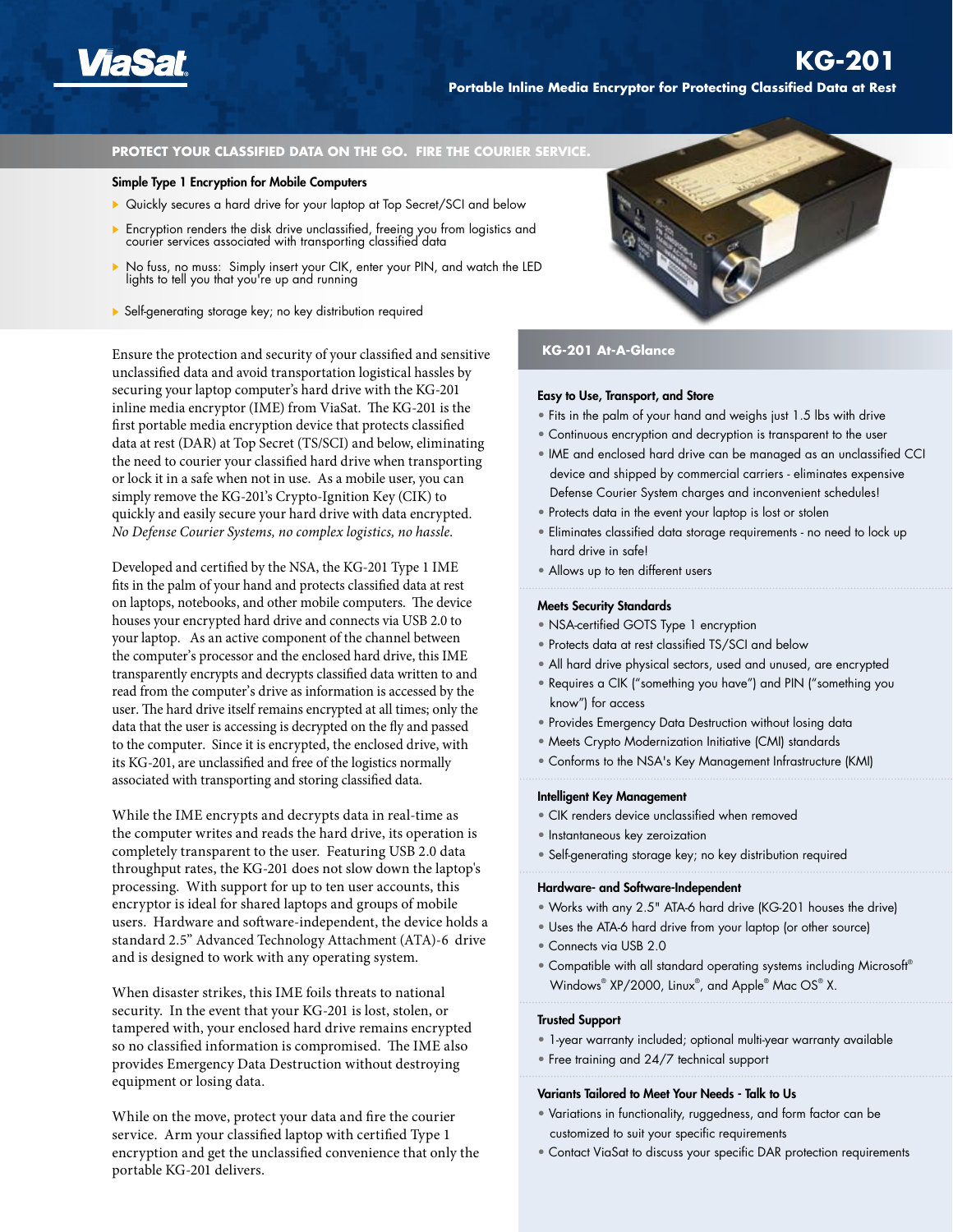# KG-201

## Portable Inline Media Encryptor for Protecting Classified Data at Rest

**PROTECT YOUR CLASSIFIED DATA ON THE GO. FIRE THE COURIER SERVICE.**

### Simple Type 1 Encryption for Mobile Computers

- Quickly secures a hard drive for your laptop at Top Secret/SCI and below
- Encryption renders the disk drive unclassified, freeing you from logistics and courier services associated with transporting classified data
- No fuss, no muss: Simply insert your CIK, enter your PIN, and watch the LED lights to tell you that you're up and running
- Self-generating storage key; no key distribution required

Ensure the protection and security of your classified and sensitive unclassified data and avoid transportation logistical hassles by securing your laptop computer's hard drive with the KG-201 inline media encryptor (IME) from ViaSat. The KG-201 is the first portable media encryption device that protects classified data at rest (DAR) at Top Secret (TS/SCI) and below, eliminating the need to courier your classified hard drive when transporting or lock it in a safe when not in use. As a mobile user, you can simply remove the KG-201's Crypto-Ignition Key (CIK) to quickly and easily secure your hard drive with data encrypted. *No Defense Courier Systems, no complex logistics, no hassle.*

Developed and certified by the NSA, the KG-201 Type 1 IME fits in the palm of your hand and protects classified data at rest on laptops, notebooks, and other mobile computers. The device houses your encrypted hard drive and connects via USB 2.0 to your laptop. As an active component of the channel between the computer's processor and the enclosed hard drive, this IME transparently encrypts and decrypts classified data written to and read from the computer's drive as information is accessed by the user. The hard drive itself remains encrypted at all times; only the data that the user is accessing is decrypted on the fly and passed to the computer. Since it is encrypted, the enclosed drive, with its KG-201, are unclassified and free of the logistics normally associated with transporting and storing classified data.

While the IME encrypts and decrypts data in real-time as the computer writes and reads the hard drive, its operation is completely transparent to the user. Featuring USB 2.0 data throughput rates, the KG-201 does not slow down the laptop's processing. With support for up to ten user accounts, this encryptor is ideal for shared laptops and groups of mobile users. Hardware and software-independent, the device holds a standard 2.5" Advanced Technology Attachment (ATA)-6 drive and is designed to work with any operating system.

When disaster strikes, this IME foils threats to national security. In the event that your KG-201 is lost, stolen, or tampered with, your enclosed hard drive remains encrypted so no classified information is compromised. The IME also provides Emergency Data Destruction without destroying equipment or losing data.

While on the move, protect your data and fire the courier service. Arm your classified laptop with certified Type 1 encryption and get the unclassified convenience that only the portable KG-201 delivers.

## KG-201 At-A-Glance

### Easy to Use, Transport, and Store

- Fits in the palm of your hand and weighs just 1.5 lbs with drive
- Continuous encryption and decryption is transparent to the user
- IME and enclosed hard drive can be managed as an unclassified CCI device and shipped by commercial carriers - eliminates expensive Defense Courier System charges and inconvenient schedules!
- Protects data in the event your laptop is lost or stolen
- Eliminates classified data storage requirements - no need to lock up hard drive in safe!
- Allows up to ten different users

### Meets Security Standards

- NSA-certified GOTS Type 1 encryption
- Protects data at rest classified TS/SCI and below
- All hard drive physical sectors, used and unused, are encrypted
- Requires a CIK ("something you have") and PIN ("something you know") for access
- Provides Emergency Data Destruction without losing data
- Meets Crypto Modernization Initiative (CMI) standards
- Conforms to the NSA's Key Management Infrastructure (KMI)

### Intelligent Key Management

- CIK renders device unclassified when removed
- Instantaneous key zeroization
- Self-generating storage key; no key distribution required

### Hardware- and Software-Independent

- Works with any 2.5" ATA-6 hard drive (KG-201 houses the drive)
- Uses the ATA-6 hard drive from your laptop (or other source)
- Connects via USB 2.0
- Compatible with all standard operating systems including Microsoft® Windows® XP/2000, Linux®, and Apple® Mac OS® X.

### Trusted Support

- 1-year warranty included; optional multi-year warranty available
- Free training and 24/7 technical support

### Variants Tailored to Meet Your Needs - Talk to Us

- Variations in functionality, ruggedness, and form factor can be customized to suit your specific requirements
- Contact ViaSat to discuss your specific DAR protection requirements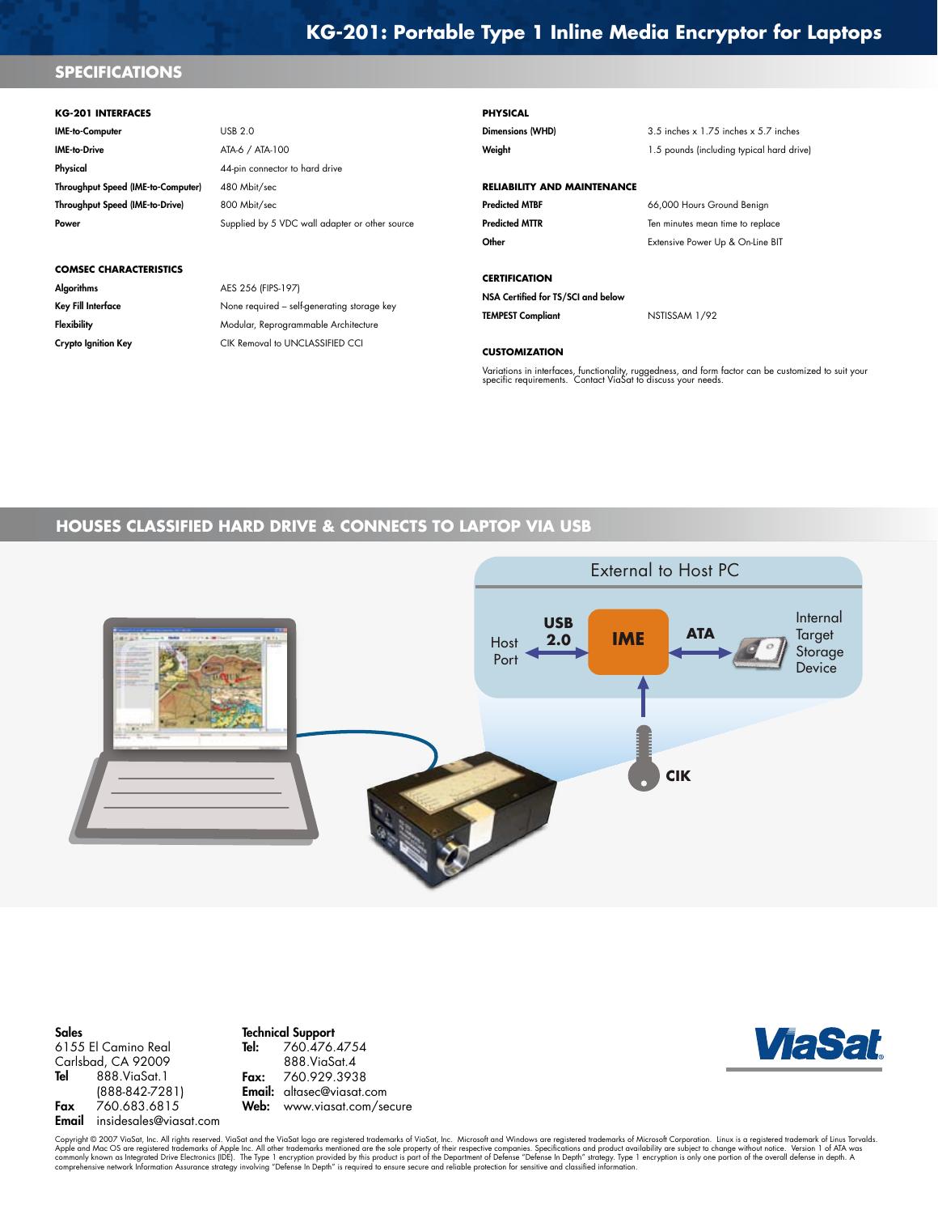# KG-201: Portable Type 1 Inline Media Encryptor for Laptops

## SPECIFICATIONS

### KG-201 INTERFACES

| | |
|---|---|
| IME-to-Computer | USB 2.0 |
| IME-to-Drive | ATA-6 / ATA-100 |
| Physical | 44-pin connector to hard drive |
| Throughput Speed (IME-to-Computer) | 480 Mbit/sec |
| Throughput Speed (IME-to-Drive) | 800 Mbit/sec |
| Power | Supplied by 5 VDC wall adapter or other source |

### COMSEC CHARACTERISTICS

| | |
|---|---|
| Algorithms | AES 256 (FIPS-197) |
| Key Fill Interface | None required – self-generating storage key |
| Flexibility | Modular, Reprogrammable Architecture |
| Crypto Ignition Key | CIK Removal to UNCLASSIFIED CCI |

### PHYSICAL

| | |
|---|---|
| Dimensions (WHD) | 3.5 inches x 1.75 inches x 5.7 inches |
| Weight | 1.5 pounds (including typical hard drive) |

### RELIABILITY AND MAINTENANCE

| | |
|---|---|
| Predicted MTBF | 66,000 Hours Ground Benign |
| Predicted MTTR | Ten minutes mean time to replace |
| Other | Extensive Power Up & On-Line BIT |

### CERTIFICATION

| | |
|---|---|
| NSA Certified for TS/SCI and below | |
| TEMPEST Compliant | NSTISSAM 1/92 |

### CUSTOMIZATION

Variations in interfaces, functionality, ruggedness, and form factor can be customized to suit your specific requirements. Contact ViaSat to discuss your needs.

## HOUSES CLASSIFIED HARD DRIVE & CONNECTS TO LAPTOP VIA USB

External to Host PC

Host Port

USB 2.0

IME

ATA

Internal Target Storage Device

CIK

**Sales**
6155 El Camino Real
Carlsbad, CA 92009
**Tel** 888.ViaSat.1
(888-842-7281)
**Fax** 760.683.6815
**Email** insidesales@viasat.com

**Technical Support**
**Tel:** 760.476.4754
888.ViaSat.4
**Fax:** 760.929.3938
**Email:** altasec@viasat.com
**Web:** www.viasat.com/secure

ViaSat

Copyright © 2007 ViaSat, Inc. All rights reserved. ViaSat and the ViaSat logo are registered trademarks of ViaSat, Inc. Microsoft and Windows are registered trademarks of Microsoft Corporation. Linux is a registered trademark of Linus Torvalds. Apple and Mac OS are registered trademarks of Apple Inc. All other trademarks mentioned are the sole property of their respective companies. Specifications and product availability are subject to change without notice. Version 1 of ATA was commonly known as Integrated Drive Electronics (IDE). The Type 1 encryption provided by this product is part of the Department of Defense "Defense In Depth" strategy. Type 1 encryption is only one portion of the overall defense in depth. A comprehensive network Information Assurance strategy involving "Defense In Depth" is required to ensure secure and reliable protection for sensitive and classified information.